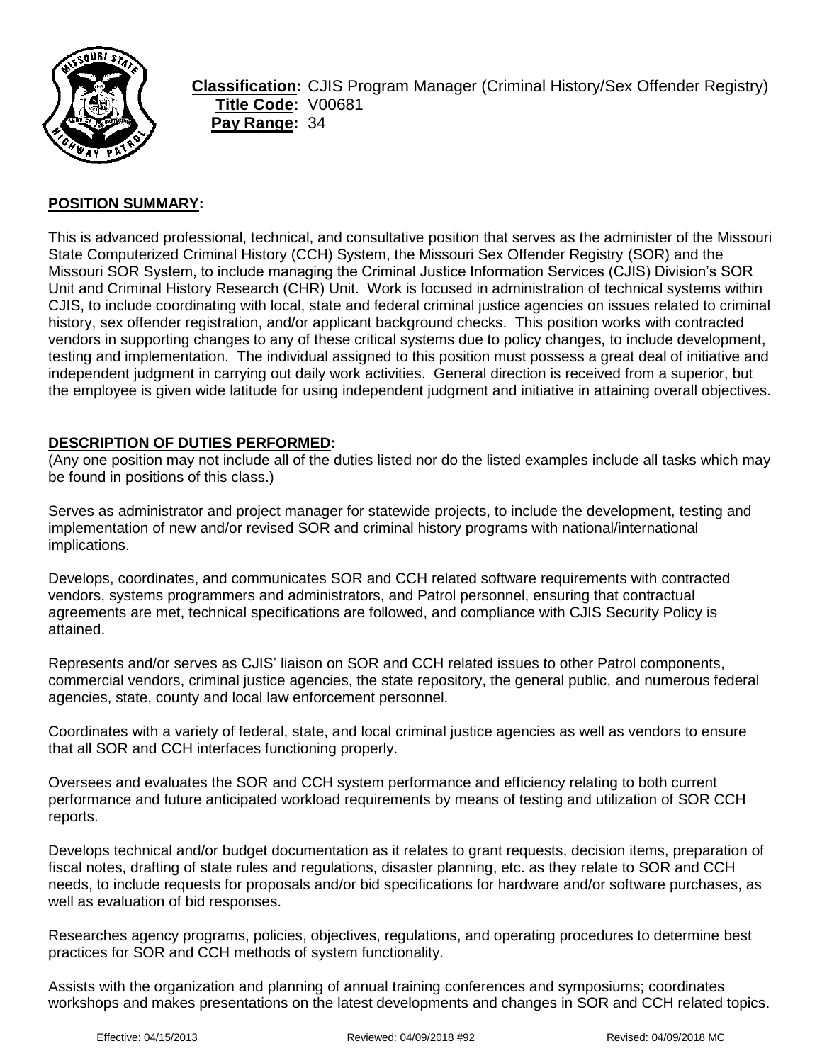**Classification:** CJIS Program Manager (Criminal History/Sex Offender Registry)
**Title Code:** V00681
**Pay Range:** 34

## POSITION SUMMARY:

This is advanced professional, technical, and consultative position that serves as the administer of the Missouri State Computerized Criminal History (CCH) System, the Missouri Sex Offender Registry (SOR) and the Missouri SOR System, to include managing the Criminal Justice Information Services (CJIS) Division's SOR Unit and Criminal History Research (CHR) Unit. Work is focused in administration of technical systems within CJIS, to include coordinating with local, state and federal criminal justice agencies on issues related to criminal history, sex offender registration, and/or applicant background checks. This position works with contracted vendors in supporting changes to any of these critical systems due to policy changes, to include development, testing and implementation. The individual assigned to this position must possess a great deal of initiative and independent judgment in carrying out daily work activities. General direction is received from a superior, but the employee is given wide latitude for using independent judgment and initiative in attaining overall objectives.

## DESCRIPTION OF DUTIES PERFORMED:

(Any one position may not include all of the duties listed nor do the listed examples include all tasks which may be found in positions of this class.)

Serves as administrator and project manager for statewide projects, to include the development, testing and implementation of new and/or revised SOR and criminal history programs with national/international implications.

Develops, coordinates, and communicates SOR and CCH related software requirements with contracted vendors, systems programmers and administrators, and Patrol personnel, ensuring that contractual agreements are met, technical specifications are followed, and compliance with CJIS Security Policy is attained.

Represents and/or serves as CJIS' liaison on SOR and CCH related issues to other Patrol components, commercial vendors, criminal justice agencies, the state repository, the general public, and numerous federal agencies, state, county and local law enforcement personnel.

Coordinates with a variety of federal, state, and local criminal justice agencies as well as vendors to ensure that all SOR and CCH interfaces functioning properly.

Oversees and evaluates the SOR and CCH system performance and efficiency relating to both current performance and future anticipated workload requirements by means of testing and utilization of SOR CCH reports.

Develops technical and/or budget documentation as it relates to grant requests, decision items, preparation of fiscal notes, drafting of state rules and regulations, disaster planning, etc. as they relate to SOR and CCH needs, to include requests for proposals and/or bid specifications for hardware and/or software purchases, as well as evaluation of bid responses.

Researches agency programs, policies, objectives, regulations, and operating procedures to determine best practices for SOR and CCH methods of system functionality.

Assists with the organization and planning of annual training conferences and symposiums; coordinates workshops and makes presentations on the latest developments and changes in SOR and CCH related topics.

Effective: 04/15/2013 Reviewed: 04/09/2018 #92 Revised: 04/09/2018 MC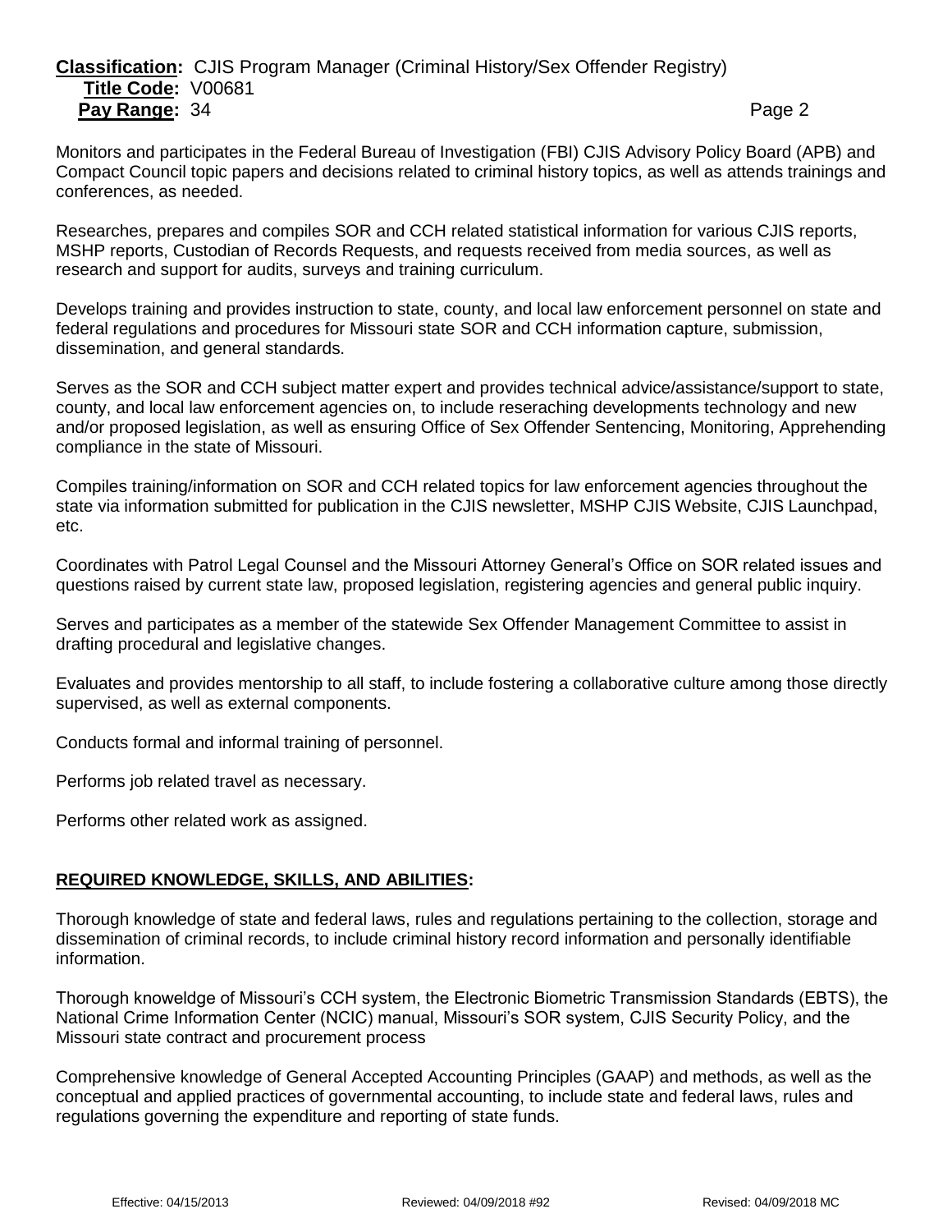Monitors and participates in the Federal Bureau of Investigation (FBI) CJIS Advisory Policy Board (APB) and Compact Council topic papers and decisions related to criminal history topics, as well as attends trainings and conferences, as needed.

Researches, prepares and compiles SOR and CCH related statistical information for various CJIS reports, MSHP reports, Custodian of Records Requests, and requests received from media sources, as well as research and support for audits, surveys and training curriculum.

Develops training and provides instruction to state, county, and local law enforcement personnel on state and federal regulations and procedures for Missouri state SOR and CCH information capture, submission, dissemination, and general standards.

Serves as the SOR and CCH subject matter expert and provides technical advice/assistance/support to state, county, and local law enforcement agencies on, to include reseraching developments technology and new and/or proposed legislation, as well as ensuring Office of Sex Offender Sentencing, Monitoring, Apprehending compliance in the state of Missouri.

Compiles training/information on SOR and CCH related topics for law enforcement agencies throughout the state via information submitted for publication in the CJIS newsletter, MSHP CJIS Website, CJIS Launchpad, etc.

Coordinates with Patrol Legal Counsel and the Missouri Attorney General's Office on SOR related issues and questions raised by current state law, proposed legislation, registering agencies and general public inquiry.

Serves and participates as a member of the statewide Sex Offender Management Committee to assist in drafting procedural and legislative changes.

Evaluates and provides mentorship to all staff, to include fostering a collaborative culture among those directly supervised, as well as external components.

Conducts formal and informal training of personnel.

Performs job related travel as necessary.

Performs other related work as assigned.

## REQUIRED KNOWLEDGE, SKILLS, AND ABILITIES:

Thorough knowledge of state and federal laws, rules and regulations pertaining to the collection, storage and dissemination of criminal records, to include criminal history record information and personally identifiable information.

Thorough knoweldge of Missouri's CCH system, the Electronic Biometric Transmission Standards (EBTS), the National Crime Information Center (NCIC) manual, Missouri's SOR system, CJIS Security Policy, and the Missouri state contract and procurement process

Comprehensive knowledge of General Accepted Accounting Principles (GAAP) and methods, as well as the conceptual and applied practices of governmental accounting, to include state and federal laws, rules and regulations governing the expenditure and reporting of state funds.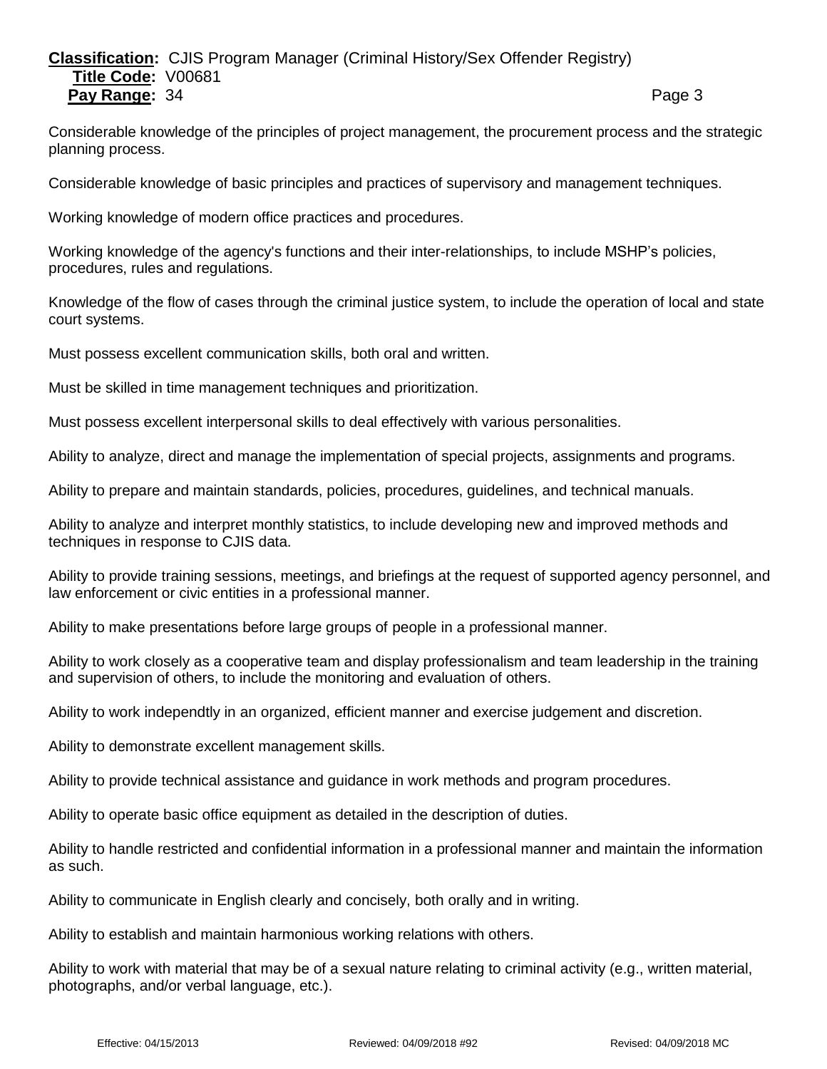Considerable knowledge of the principles of project management, the procurement process and the strategic planning process.

Considerable knowledge of basic principles and practices of supervisory and management techniques.

Working knowledge of modern office practices and procedures.

Working knowledge of the agency's functions and their inter-relationships, to include MSHP's policies, procedures, rules and regulations.

Knowledge of the flow of cases through the criminal justice system, to include the operation of local and state court systems.

Must possess excellent communication skills, both oral and written.

Must be skilled in time management techniques and prioritization.

Must possess excellent interpersonal skills to deal effectively with various personalities.

Ability to analyze, direct and manage the implementation of special projects, assignments and programs.

Ability to prepare and maintain standards, policies, procedures, guidelines, and technical manuals.

Ability to analyze and interpret monthly statistics, to include developing new and improved methods and techniques in response to CJIS data.

Ability to provide training sessions, meetings, and briefings at the request of supported agency personnel, and law enforcement or civic entities in a professional manner.

Ability to make presentations before large groups of people in a professional manner.

Ability to work closely as a cooperative team and display professionalism and team leadership in the training and supervision of others, to include the monitoring and evaluation of others.

Ability to work independtly in an organized, efficient manner and exercise judgement and discretion.

Ability to demonstrate excellent management skills.

Ability to provide technical assistance and guidance in work methods and program procedures.

Ability to operate basic office equipment as detailed in the description of duties.

Ability to handle restricted and confidential information in a professional manner and maintain the information as such.

Ability to communicate in English clearly and concisely, both orally and in writing.

Ability to establish and maintain harmonious working relations with others.

Ability to work with material that may be of a sexual nature relating to criminal activity (e.g., written material, photographs, and/or verbal language, etc.).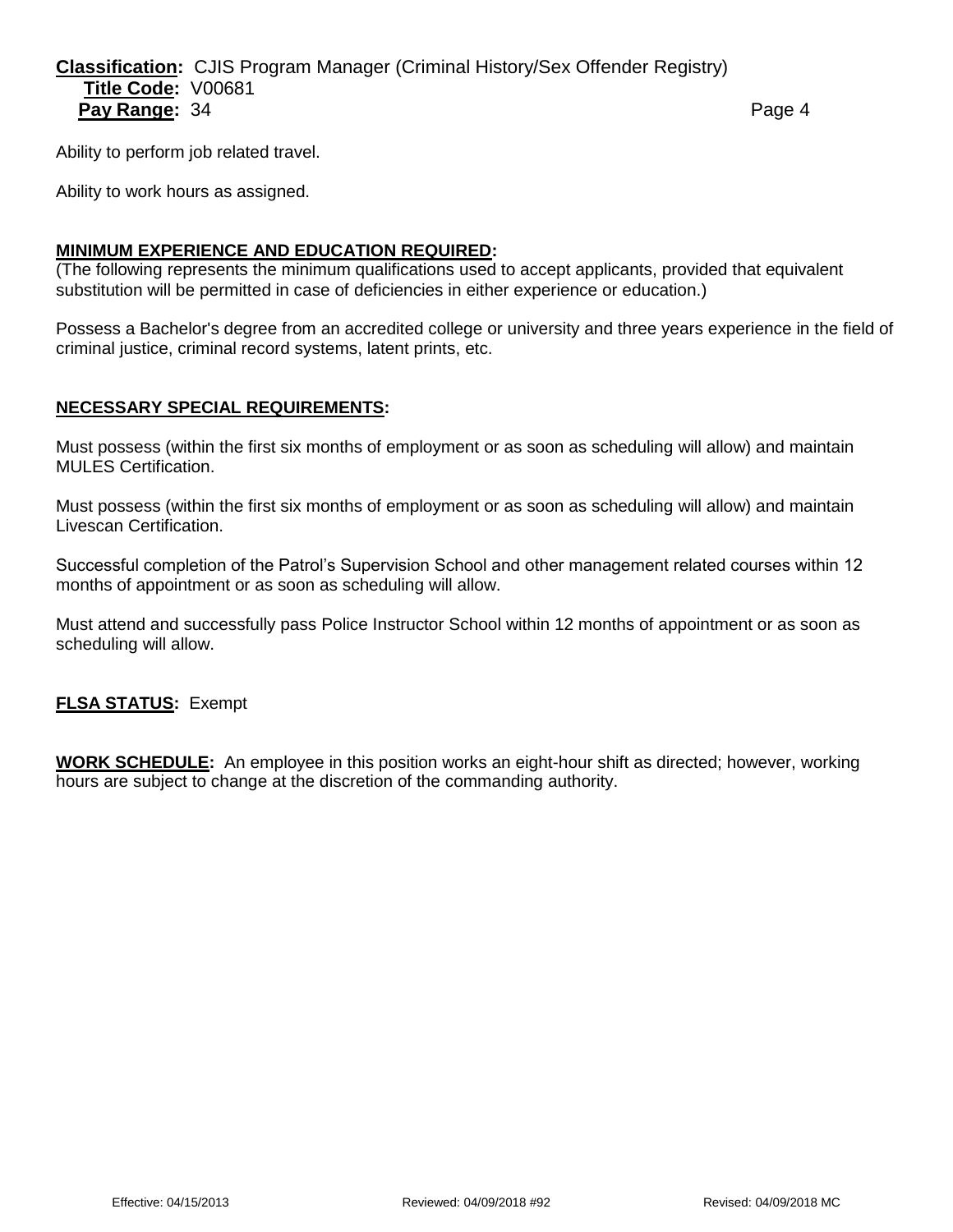Ability to perform job related travel.

Ability to work hours as assigned.

## MINIMUM EXPERIENCE AND EDUCATION REQUIRED:

(The following represents the minimum qualifications used to accept applicants, provided that equivalent substitution will be permitted in case of deficiencies in either experience or education.)

Possess a Bachelor's degree from an accredited college or university and three years experience in the field of criminal justice, criminal record systems, latent prints, etc.

## NECESSARY SPECIAL REQUIREMENTS:

Must possess (within the first six months of employment or as soon as scheduling will allow) and maintain MULES Certification.

Must possess (within the first six months of employment or as soon as scheduling will allow) and maintain Livescan Certification.

Successful completion of the Patrol's Supervision School and other management related courses within 12 months of appointment or as soon as scheduling will allow.

Must attend and successfully pass Police Instructor School within 12 months of appointment or as soon as scheduling will allow.

**FLSA STATUS:** Exempt

**WORK SCHEDULE:** An employee in this position works an eight-hour shift as directed; however, working hours are subject to change at the discretion of the commanding authority.